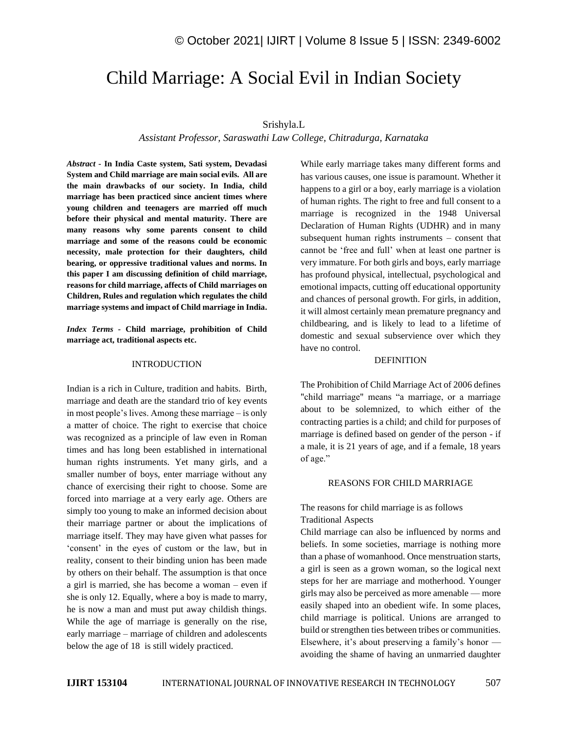# Child Marriage: A Social Evil in Indian Society

Srishyla.L

*Assistant Professor, Saraswathi Law College, Chitradurga, Karnataka*

***Abstract* - In India Caste system, Sati system, Devadasi System and Child marriage are main social evils. All are the main drawbacks of our society. In India, child marriage has been practiced since ancient times where young children and teenagers are married off much before their physical and mental maturity. There are many reasons why some parents consent to child marriage and some of the reasons could be economic necessity, male protection for their daughters, child bearing, or oppressive traditional values and norms. In this paper I am discussing definition of child marriage, reasons for child marriage, affects of Child marriages on Children, Rules and regulation which regulates the child marriage systems and impact of Child marriage in India.**

***Index Terms* - Child marriage, prohibition of Child marriage act, traditional aspects etc.**

## INTRODUCTION

Indian is a rich in Culture, tradition and habits. Birth, marriage and death are the standard trio of key events in most people's lives. Among these marriage – is only a matter of choice. The right to exercise that choice was recognized as a principle of law even in Roman times and has long been established in international human rights instruments. Yet many girls, and a smaller number of boys, enter marriage without any chance of exercising their right to choose. Some are forced into marriage at a very early age. Others are simply too young to make an informed decision about their marriage partner or about the implications of marriage itself. They may have given what passes for 'consent' in the eyes of custom or the law, but in reality, consent to their binding union has been made by others on their behalf. The assumption is that once a girl is married, she has become a woman – even if she is only 12. Equally, where a boy is made to marry, he is now a man and must put away childish things. While the age of marriage is generally on the rise, early marriage – marriage of children and adolescents below the age of 18 is still widely practiced.

While early marriage takes many different forms and has various causes, one issue is paramount. Whether it happens to a girl or a boy, early marriage is a violation of human rights. The right to free and full consent to a marriage is recognized in the 1948 Universal Declaration of Human Rights (UDHR) and in many subsequent human rights instruments – consent that cannot be 'free and full' when at least one partner is very immature. For both girls and boys, early marriage has profound physical, intellectual, psychological and emotional impacts, cutting off educational opportunity and chances of personal growth. For girls, in addition, it will almost certainly mean premature pregnancy and childbearing, and is likely to lead to a lifetime of domestic and sexual subservience over which they have no control.

## DEFINITION

The Prohibition of Child Marriage Act of 2006 defines "child marriage" means "a marriage, or a marriage about to be solemnized, to which either of the contracting parties is a child; and child for purposes of marriage is defined based on gender of the person - if a male, it is 21 years of age, and if a female, 18 years of age."

## REASONS FOR CHILD MARRIAGE

The reasons for child marriage is as follows

Traditional Aspects

Child marriage can also be influenced by norms and beliefs. In some societies, marriage is nothing more than a phase of womanhood. Once menstruation starts, a girl is seen as a grown woman, so the logical next steps for her are marriage and motherhood. Younger girls may also be perceived as more amenable — more easily shaped into an obedient wife. In some places, child marriage is political. Unions are arranged to build or strengthen ties between tribes or communities. Elsewhere, it's about preserving a family's honor — avoiding the shame of having an unmarried daughter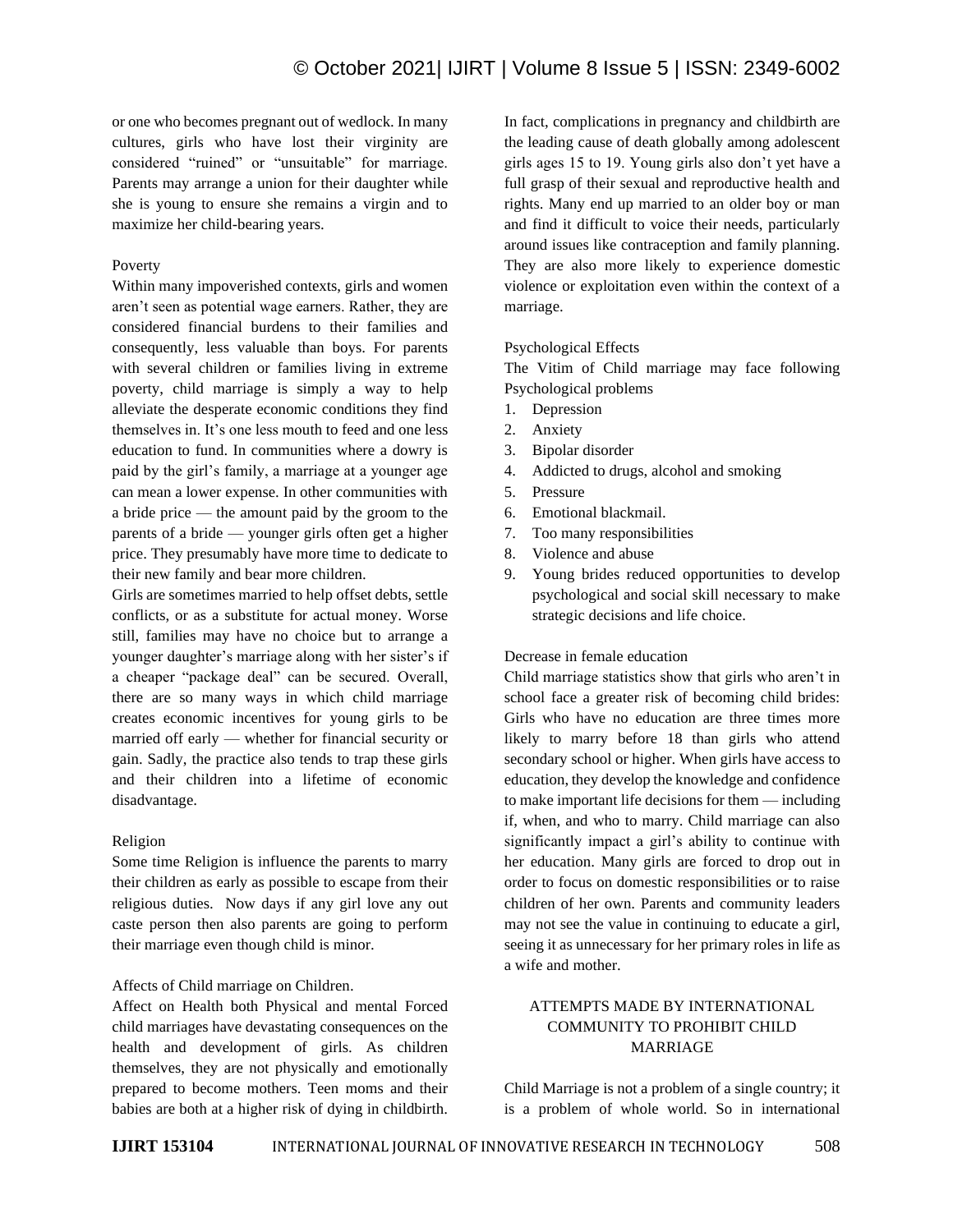or one who becomes pregnant out of wedlock. In many cultures, girls who have lost their virginity are considered "ruined" or "unsuitable" for marriage. Parents may arrange a union for their daughter while she is young to ensure she remains a virgin and to maximize her child-bearing years.

Poverty

Within many impoverished contexts, girls and women aren't seen as potential wage earners. Rather, they are considered financial burdens to their families and consequently, less valuable than boys. For parents with several children or families living in extreme poverty, child marriage is simply a way to help alleviate the desperate economic conditions they find themselves in. It's one less mouth to feed and one less education to fund. In communities where a dowry is paid by the girl's family, a marriage at a younger age can mean a lower expense. In other communities with a bride price — the amount paid by the groom to the parents of a bride — younger girls often get a higher price. They presumably have more time to dedicate to their new family and bear more children.

Girls are sometimes married to help offset debts, settle conflicts, or as a substitute for actual money. Worse still, families may have no choice but to arrange a younger daughter's marriage along with her sister's if a cheaper "package deal" can be secured. Overall, there are so many ways in which child marriage creates economic incentives for young girls to be married off early — whether for financial security or gain. Sadly, the practice also tends to trap these girls and their children into a lifetime of economic disadvantage.

Religion

Some time Religion is influence the parents to marry their children as early as possible to escape from their religious duties. Now days if any girl love any out caste person then also parents are going to perform their marriage even though child is minor.

Affects of Child marriage on Children.

Affect on Health both Physical and mental Forced child marriages have devastating consequences on the health and development of girls. As children themselves, they are not physically and emotionally prepared to become mothers. Teen moms and their babies are both at a higher risk of dying in childbirth. In fact, complications in pregnancy and childbirth are the leading cause of death globally among adolescent girls ages 15 to 19. Young girls also don't yet have a full grasp of their sexual and reproductive health and rights. Many end up married to an older boy or man and find it difficult to voice their needs, particularly around issues like contraception and family planning. They are also more likely to experience domestic violence or exploitation even within the context of a marriage.

Psychological Effects

The Vitim of Child marriage may face following Psychological problems

1. Depression
2. Anxiety
3. Bipolar disorder
4. Addicted to drugs, alcohol and smoking
5. Pressure
6. Emotional blackmail.
7. Too many responsibilities
8. Violence and abuse
9. Young brides reduced opportunities to develop psychological and social skill necessary to make strategic decisions and life choice.

Decrease in female education

Child marriage statistics show that girls who aren't in school face a greater risk of becoming child brides: Girls who have no education are three times more likely to marry before 18 than girls who attend secondary school or higher. When girls have access to education, they develop the knowledge and confidence to make important life decisions for them — including if, when, and who to marry. Child marriage can also significantly impact a girl's ability to continue with her education. Many girls are forced to drop out in order to focus on domestic responsibilities or to raise children of her own. Parents and community leaders may not see the value in continuing to educate a girl, seeing it as unnecessary for her primary roles in life as a wife and mother.

## ATTEMPTS MADE BY INTERNATIONAL COMMUNITY TO PROHIBIT CHILD MARRIAGE

Child Marriage is not a problem of a single country; it is a problem of whole world. So in international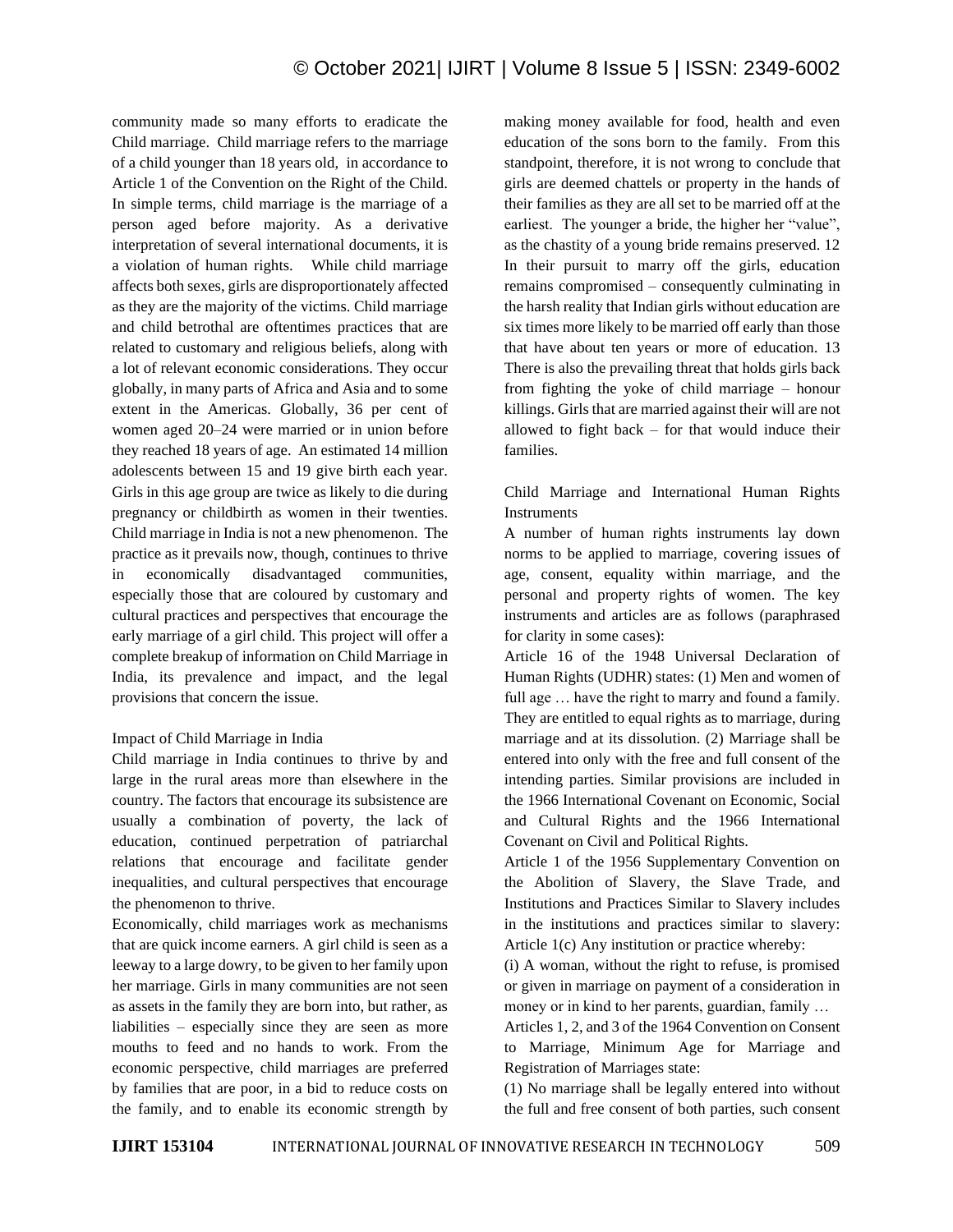community made so many efforts to eradicate the Child marriage. Child marriage refers to the marriage of a child younger than 18 years old, in accordance to Article 1 of the Convention on the Right of the Child. In simple terms, child marriage is the marriage of a person aged before majority. As a derivative interpretation of several international documents, it is a violation of human rights. While child marriage affects both sexes, girls are disproportionately affected as they are the majority of the victims. Child marriage and child betrothal are oftentimes practices that are related to customary and religious beliefs, along with a lot of relevant economic considerations. They occur globally, in many parts of Africa and Asia and to some extent in the Americas. Globally, 36 per cent of women aged 20–24 were married or in union before they reached 18 years of age. An estimated 14 million adolescents between 15 and 19 give birth each year. Girls in this age group are twice as likely to die during pregnancy or childbirth as women in their twenties. Child marriage in India is not a new phenomenon. The practice as it prevails now, though, continues to thrive in economically disadvantaged communities, especially those that are coloured by customary and cultural practices and perspectives that encourage the early marriage of a girl child. This project will offer a complete breakup of information on Child Marriage in India, its prevalence and impact, and the legal provisions that concern the issue.

## Impact of Child Marriage in India

Child marriage in India continues to thrive by and large in the rural areas more than elsewhere in the country. The factors that encourage its subsistence are usually a combination of poverty, the lack of education, continued perpetration of patriarchal relations that encourage and facilitate gender inequalities, and cultural perspectives that encourage the phenomenon to thrive.

Economically, child marriages work as mechanisms that are quick income earners. A girl child is seen as a leeway to a large dowry, to be given to her family upon her marriage. Girls in many communities are not seen as assets in the family they are born into, but rather, as liabilities – especially since they are seen as more mouths to feed and no hands to work. From the economic perspective, child marriages are preferred by families that are poor, in a bid to reduce costs on the family, and to enable its economic strength by making money available for food, health and even education of the sons born to the family. From this standpoint, therefore, it is not wrong to conclude that girls are deemed chattels or property in the hands of their families as they are all set to be married off at the earliest. The younger a bride, the higher her "value", as the chastity of a young bride remains preserved. 12 In their pursuit to marry off the girls, education remains compromised – consequently culminating in the harsh reality that Indian girls without education are six times more likely to be married off early than those that have about ten years or more of education. 13 There is also the prevailing threat that holds girls back from fighting the yoke of child marriage – honour killings. Girls that are married against their will are not allowed to fight back – for that would induce their families.

## Child Marriage and International Human Rights Instruments

A number of human rights instruments lay down norms to be applied to marriage, covering issues of age, consent, equality within marriage, and the personal and property rights of women. The key instruments and articles are as follows (paraphrased for clarity in some cases):

Article 16 of the 1948 Universal Declaration of Human Rights (UDHR) states: (1) Men and women of full age … have the right to marry and found a family. They are entitled to equal rights as to marriage, during marriage and at its dissolution. (2) Marriage shall be entered into only with the free and full consent of the intending parties. Similar provisions are included in the 1966 International Covenant on Economic, Social and Cultural Rights and the 1966 International Covenant on Civil and Political Rights.

Article 1 of the 1956 Supplementary Convention on the Abolition of Slavery, the Slave Trade, and Institutions and Practices Similar to Slavery includes in the institutions and practices similar to slavery: Article 1(c) Any institution or practice whereby:

(i) A woman, without the right to refuse, is promised or given in marriage on payment of a consideration in money or in kind to her parents, guardian, family …

Articles 1, 2, and 3 of the 1964 Convention on Consent to Marriage, Minimum Age for Marriage and Registration of Marriages state:

(1) No marriage shall be legally entered into without the full and free consent of both parties, such consent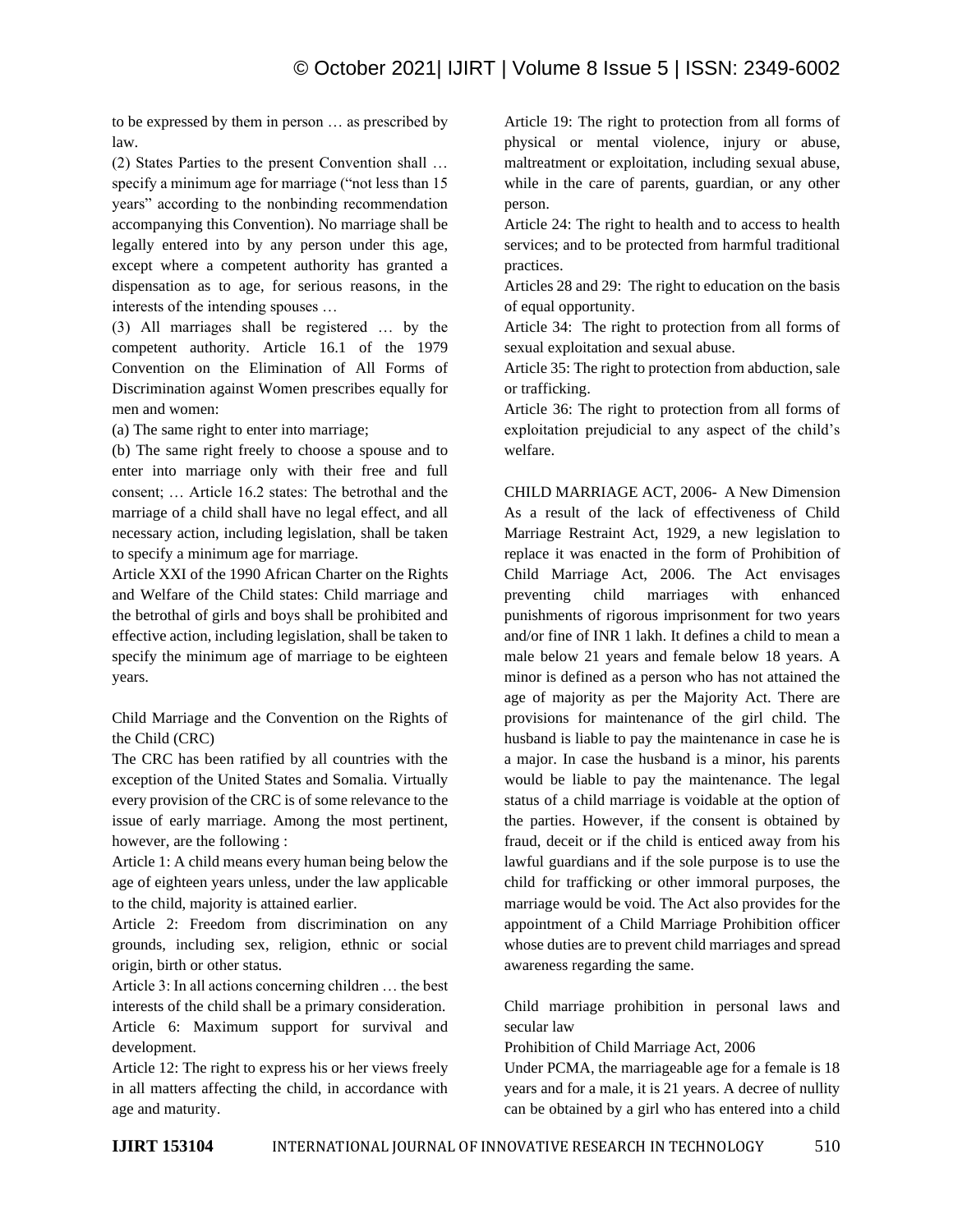to be expressed by them in person … as prescribed by law.

(2) States Parties to the present Convention shall … specify a minimum age for marriage ("not less than 15 years" according to the nonbinding recommendation accompanying this Convention). No marriage shall be legally entered into by any person under this age, except where a competent authority has granted a dispensation as to age, for serious reasons, in the interests of the intending spouses …

(3) All marriages shall be registered … by the competent authority. Article 16.1 of the 1979 Convention on the Elimination of All Forms of Discrimination against Women prescribes equally for men and women:

(a) The same right to enter into marriage;

(b) The same right freely to choose a spouse and to enter into marriage only with their free and full consent; … Article 16.2 states: The betrothal and the marriage of a child shall have no legal effect, and all necessary action, including legislation, shall be taken to specify a minimum age for marriage.

Article XXI of the 1990 African Charter on the Rights and Welfare of the Child states: Child marriage and the betrothal of girls and boys shall be prohibited and effective action, including legislation, shall be taken to specify the minimum age of marriage to be eighteen years.

Child Marriage and the Convention on the Rights of the Child (CRC)

The CRC has been ratified by all countries with the exception of the United States and Somalia. Virtually every provision of the CRC is of some relevance to the issue of early marriage. Among the most pertinent, however, are the following :

Article 1: A child means every human being below the age of eighteen years unless, under the law applicable to the child, majority is attained earlier.

Article 2: Freedom from discrimination on any grounds, including sex, religion, ethnic or social origin, birth or other status.

Article 3: In all actions concerning children … the best interests of the child shall be a primary consideration.

Article 6: Maximum support for survival and development.

Article 12: The right to express his or her views freely in all matters affecting the child, in accordance with age and maturity.

Article 19: The right to protection from all forms of physical or mental violence, injury or abuse, maltreatment or exploitation, including sexual abuse, while in the care of parents, guardian, or any other person.

Article 24: The right to health and to access to health services; and to be protected from harmful traditional practices.

Articles 28 and 29: The right to education on the basis of equal opportunity.

Article 34: The right to protection from all forms of sexual exploitation and sexual abuse.

Article 35: The right to protection from abduction, sale or trafficking.

Article 36: The right to protection from all forms of exploitation prejudicial to any aspect of the child's welfare.

CHILD MARRIAGE ACT, 2006- A New Dimension

As a result of the lack of effectiveness of Child Marriage Restraint Act, 1929, a new legislation to replace it was enacted in the form of Prohibition of Child Marriage Act, 2006. The Act envisages preventing child marriages with enhanced punishments of rigorous imprisonment for two years and/or fine of INR 1 lakh. It defines a child to mean a male below 21 years and female below 18 years. A minor is defined as a person who has not attained the age of majority as per the Majority Act. There are provisions for maintenance of the girl child. The husband is liable to pay the maintenance in case he is a major. In case the husband is a minor, his parents would be liable to pay the maintenance. The legal status of a child marriage is voidable at the option of the parties. However, if the consent is obtained by fraud, deceit or if the child is enticed away from his lawful guardians and if the sole purpose is to use the child for trafficking or other immoral purposes, the marriage would be void. The Act also provides for the appointment of a Child Marriage Prohibition officer whose duties are to prevent child marriages and spread awareness regarding the same.

Child marriage prohibition in personal laws and secular law

Prohibition of Child Marriage Act, 2006

Under PCMA, the marriageable age for a female is 18 years and for a male, it is 21 years. A decree of nullity can be obtained by a girl who has entered into a child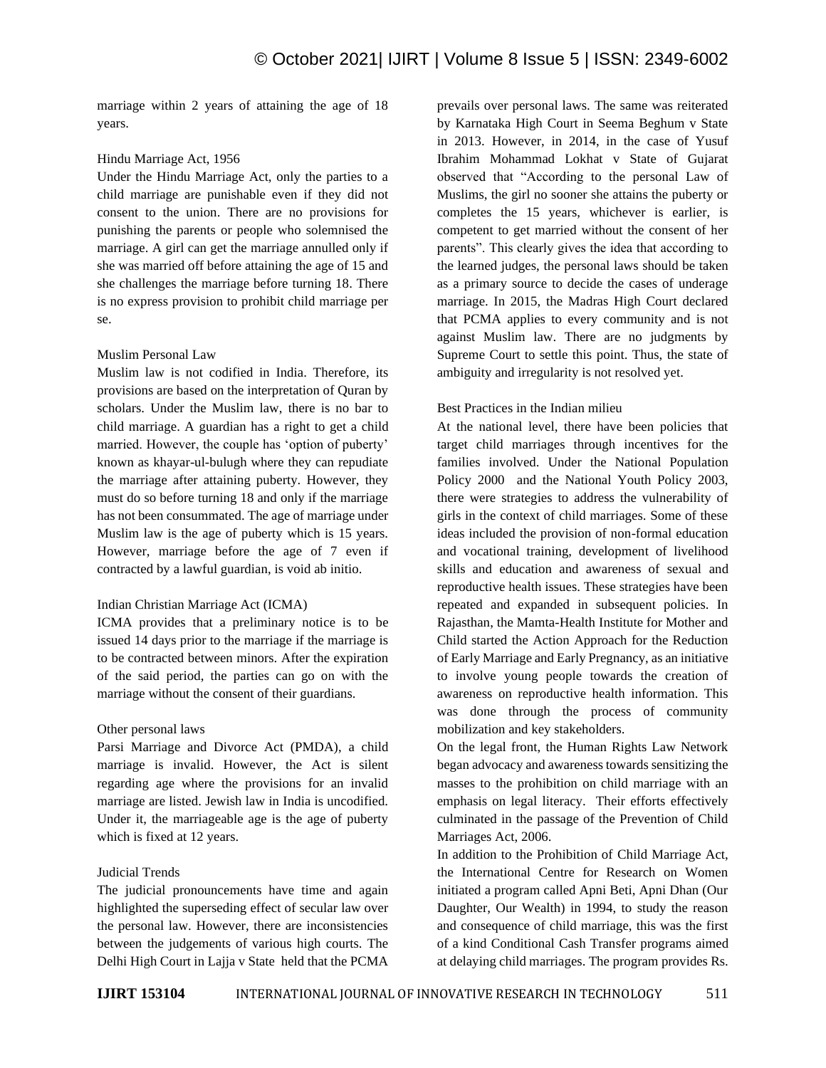marriage within 2 years of attaining the age of 18 years.

### Hindu Marriage Act, 1956

Under the Hindu Marriage Act, only the parties to a child marriage are punishable even if they did not consent to the union. There are no provisions for punishing the parents or people who solemnised the marriage. A girl can get the marriage annulled only if she was married off before attaining the age of 15 and she challenges the marriage before turning 18. There is no express provision to prohibit child marriage per se.

### Muslim Personal Law

Muslim law is not codified in India. Therefore, its provisions are based on the interpretation of Quran by scholars. Under the Muslim law, there is no bar to child marriage. A guardian has a right to get a child married. However, the couple has 'option of puberty' known as khayar-ul-bulugh where they can repudiate the marriage after attaining puberty. However, they must do so before turning 18 and only if the marriage has not been consummated. The age of marriage under Muslim law is the age of puberty which is 15 years. However, marriage before the age of 7 even if contracted by a lawful guardian, is void ab initio.

### Indian Christian Marriage Act (ICMA)

ICMA provides that a preliminary notice is to be issued 14 days prior to the marriage if the marriage is to be contracted between minors. After the expiration of the said period, the parties can go on with the marriage without the consent of their guardians.

### Other personal laws

Parsi Marriage and Divorce Act (PMDA), a child marriage is invalid. However, the Act is silent regarding age where the provisions for an invalid marriage are listed. Jewish law in India is uncodified. Under it, the marriageable age is the age of puberty which is fixed at 12 years.

### Judicial Trends

The judicial pronouncements have time and again highlighted the superseding effect of secular law over the personal law. However, there are inconsistencies between the judgements of various high courts. The Delhi High Court in Lajja v State held that the PCMA prevails over personal laws. The same was reiterated by Karnataka High Court in Seema Beghum v State in 2013. However, in 2014, in the case of Yusuf Ibrahim Mohammad Lokhat v State of Gujarat observed that "According to the personal Law of Muslims, the girl no sooner she attains the puberty or completes the 15 years, whichever is earlier, is competent to get married without the consent of her parents". This clearly gives the idea that according to the learned judges, the personal laws should be taken as a primary source to decide the cases of underage marriage. In 2015, the Madras High Court declared that PCMA applies to every community and is not against Muslim law. There are no judgments by Supreme Court to settle this point. Thus, the state of ambiguity and irregularity is not resolved yet.

### Best Practices in the Indian milieu

At the national level, there have been policies that target child marriages through incentives for the families involved. Under the National Population Policy 2000 and the National Youth Policy 2003, there were strategies to address the vulnerability of girls in the context of child marriages. Some of these ideas included the provision of non-formal education and vocational training, development of livelihood skills and education and awareness of sexual and reproductive health issues. These strategies have been repeated and expanded in subsequent policies. In Rajasthan, the Mamta-Health Institute for Mother and Child started the Action Approach for the Reduction of Early Marriage and Early Pregnancy, as an initiative to involve young people towards the creation of awareness on reproductive health information. This was done through the process of community mobilization and key stakeholders.

On the legal front, the Human Rights Law Network began advocacy and awareness towards sensitizing the masses to the prohibition on child marriage with an emphasis on legal literacy. Their efforts effectively culminated in the passage of the Prevention of Child Marriages Act, 2006.

In addition to the Prohibition of Child Marriage Act, the International Centre for Research on Women initiated a program called Apni Beti, Apni Dhan (Our Daughter, Our Wealth) in 1994, to study the reason and consequence of child marriage, this was the first of a kind Conditional Cash Transfer programs aimed at delaying child marriages. The program provides Rs.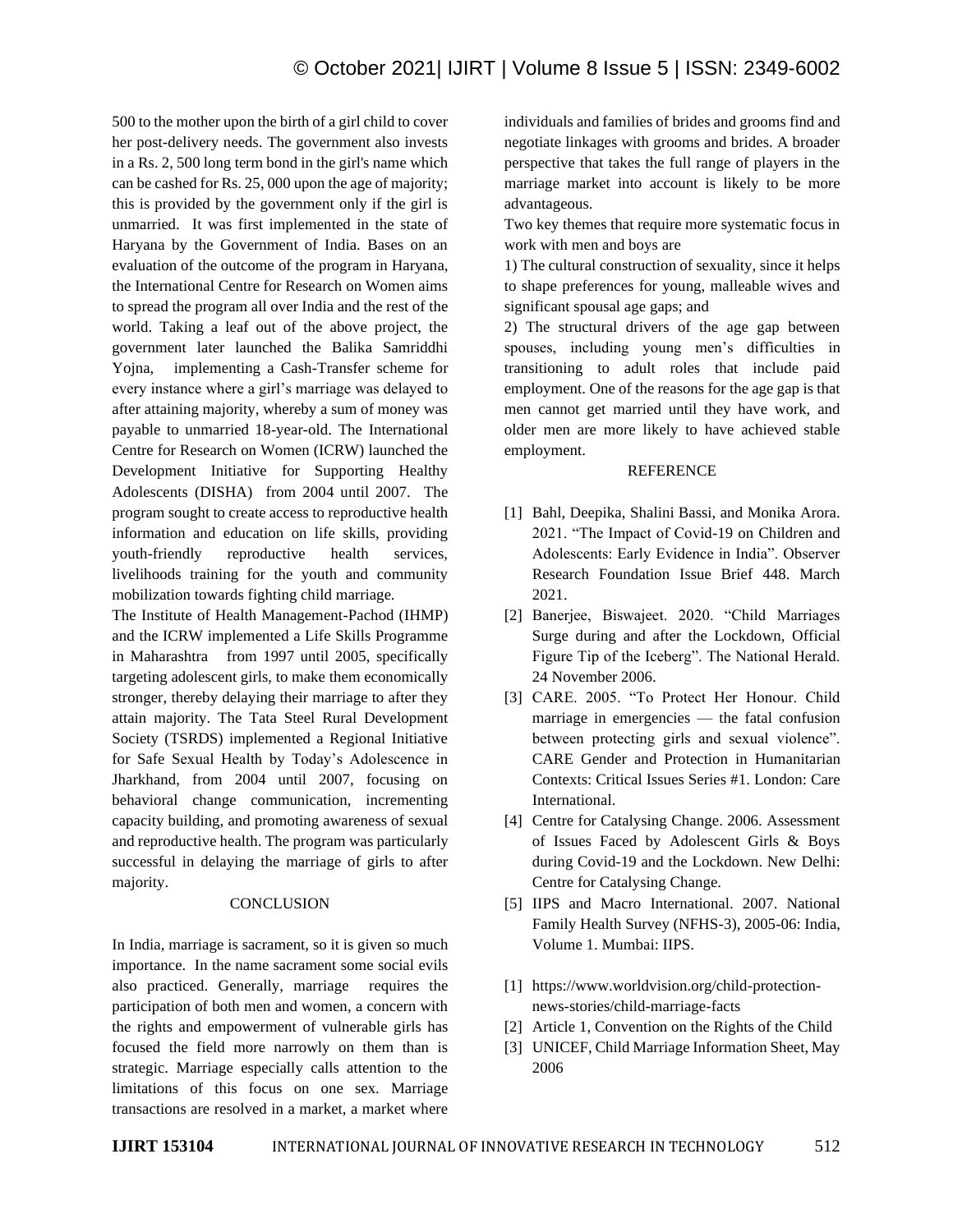500 to the mother upon the birth of a girl child to cover her post-delivery needs. The government also invests in a Rs. 2, 500 long term bond in the girl's name which can be cashed for Rs. 25, 000 upon the age of majority; this is provided by the government only if the girl is unmarried. It was first implemented in the state of Haryana by the Government of India. Bases on an evaluation of the outcome of the program in Haryana, the International Centre for Research on Women aims to spread the program all over India and the rest of the world. Taking a leaf out of the above project, the government later launched the Balika Samriddhi Yojna, implementing a Cash-Transfer scheme for every instance where a girl's marriage was delayed to after attaining majority, whereby a sum of money was payable to unmarried 18-year-old. The International Centre for Research on Women (ICRW) launched the Development Initiative for Supporting Healthy Adolescents (DISHA) from 2004 until 2007. The program sought to create access to reproductive health information and education on life skills, providing youth-friendly reproductive health services, livelihoods training for the youth and community mobilization towards fighting child marriage.

The Institute of Health Management-Pachod (IHMP) and the ICRW implemented a Life Skills Programme in Maharashtra from 1997 until 2005, specifically targeting adolescent girls, to make them economically stronger, thereby delaying their marriage to after they attain majority. The Tata Steel Rural Development Society (TSRDS) implemented a Regional Initiative for Safe Sexual Health by Today's Adolescence in Jharkhand, from 2004 until 2007, focusing on behavioral change communication, incrementing capacity building, and promoting awareness of sexual and reproductive health. The program was particularly successful in delaying the marriage of girls to after majority.

## CONCLUSION

In India, marriage is sacrament, so it is given so much importance. In the name sacrament some social evils also practiced. Generally, marriage requires the participation of both men and women, a concern with the rights and empowerment of vulnerable girls has focused the field more narrowly on them than is strategic. Marriage especially calls attention to the limitations of this focus on one sex. Marriage transactions are resolved in a market, a market where individuals and families of brides and grooms find and negotiate linkages with grooms and brides. A broader perspective that takes the full range of players in the marriage market into account is likely to be more advantageous.

Two key themes that require more systematic focus in work with men and boys are

1) The cultural construction of sexuality, since it helps to shape preferences for young, malleable wives and significant spousal age gaps; and

2) The structural drivers of the age gap between spouses, including young men's difficulties in transitioning to adult roles that include paid employment. One of the reasons for the age gap is that men cannot get married until they have work, and older men are more likely to have achieved stable employment.

## REFERENCE

[1] Bahl, Deepika, Shalini Bassi, and Monika Arora. 2021. "The Impact of Covid-19 on Children and Adolescents: Early Evidence in India". Observer Research Foundation Issue Brief 448. March 2021.

[2] Banerjee, Biswajeet. 2020. "Child Marriages Surge during and after the Lockdown, Official Figure Tip of the Iceberg". The National Herald. 24 November 2006.

[3] CARE. 2005. "To Protect Her Honour. Child marriage in emergencies — the fatal confusion between protecting girls and sexual violence". CARE Gender and Protection in Humanitarian Contexts: Critical Issues Series #1. London: Care International.

[4] Centre for Catalysing Change. 2006. Assessment of Issues Faced by Adolescent Girls & Boys during Covid-19 and the Lockdown. New Delhi: Centre for Catalysing Change.

[5] IIPS and Macro International. 2007. National Family Health Survey (NFHS-3), 2005-06: India, Volume 1. Mumbai: IIPS.

[1] https://www.worldvision.org/child-protection-news-stories/child-marriage-facts

[2] Article 1, Convention on the Rights of the Child

[3] UNICEF, Child Marriage Information Sheet, May 2006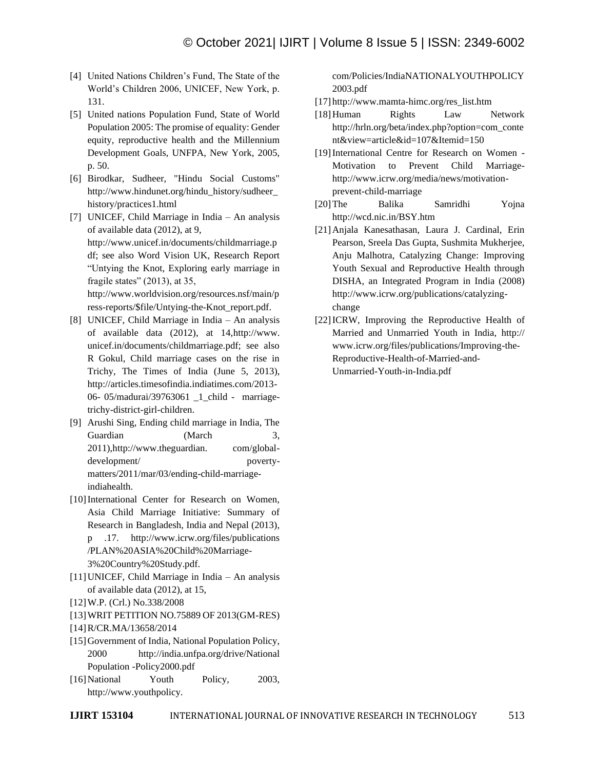[4] United Nations Children's Fund, The State of the World's Children 2006, UNICEF, New York, p. 131.

[5] United nations Population Fund, State of World Population 2005: The promise of equality: Gender equity, reproductive health and the Millennium Development Goals, UNFPA, New York, 2005, p. 50.

[6] Birodkar, Sudheer, "Hindu Social Customs" http://www.hindunet.org/hindu_history/sudheer_history/practices1.html

[7] UNICEF, Child Marriage in India – An analysis of available data (2012), at 9, http://www.unicef.in/documents/childmarriage.pdf; see also Word Vision UK, Research Report "Untying the Knot, Exploring early marriage in fragile states" (2013), at 35, http://www.worldvision.org/resources.nsf/main/press-reports/$file/Untying-the-Knot_report.pdf.

[8] UNICEF, Child Marriage in India – An analysis of available data (2012), at 14,http://www.unicef.in/documents/childmarriage.pdf; see also R Gokul, Child marriage cases on the rise in Trichy, The Times of India (June 5, 2013), http://articles.timesofindia.indiatimes.com/2013-06- 05/madurai/39763061 _1_child - marriage-trichy-district-girl-children.

[9] Arushi Sing, Ending child marriage in India, The Guardian (March 3, 2011),http://www.theguardian. com/global-development/ poverty-matters/2011/mar/03/ending-child-marriage-indiahealth.

[10] International Center for Research on Women, Asia Child Marriage Initiative: Summary of Research in Bangladesh, India and Nepal (2013), p .17. http://www.icrw.org/files/publications /PLAN%20ASIA%20Child%20Marriage-3%20Country%20Study.pdf.

[11] UNICEF, Child Marriage in India – An analysis of available data (2012), at 15,

[12] W.P. (Crl.) No.338/2008

[13] WRIT PETITION NO.75889 OF 2013(GM-RES)

[14] R/CR.MA/13658/2014

[15] Government of India, National Population Policy, 2000 http://india.unfpa.org/drive/National Population -Policy2000.pdf

[16] National Youth Policy, 2003, http://www.youthpolicy.com/Policies/IndiaNATIONALYOUTHPOLICY2003.pdf

[17] http://www.mamta-himc.org/res_list.htm

[18] Human Rights Law Network http://hrln.org/beta/index.php?option=com_content&view=article&id=107&Itemid=150

[19] International Centre for Research on Women - Motivation to Prevent Child Marriage- http://www.icrw.org/media/news/motivation-prevent-child-marriage

[20] The Balika Samridhi Yojna http://wcd.nic.in/BSY.htm

[21] Anjala Kanesathasan, Laura J. Cardinal, Erin Pearson, Sreela Das Gupta, Sushmita Mukherjee, Anju Malhotra, Catalyzing Change: Improving Youth Sexual and Reproductive Health through DISHA, an Integrated Program in India (2008) http://www.icrw.org/publications/catalyzing-change

[22] ICRW, Improving the Reproductive Health of Married and Unmarried Youth in India, http://www.icrw.org/files/publications/Improving-the-Reproductive-Health-of-Married-and-Unmarried-Youth-in-India.pdf